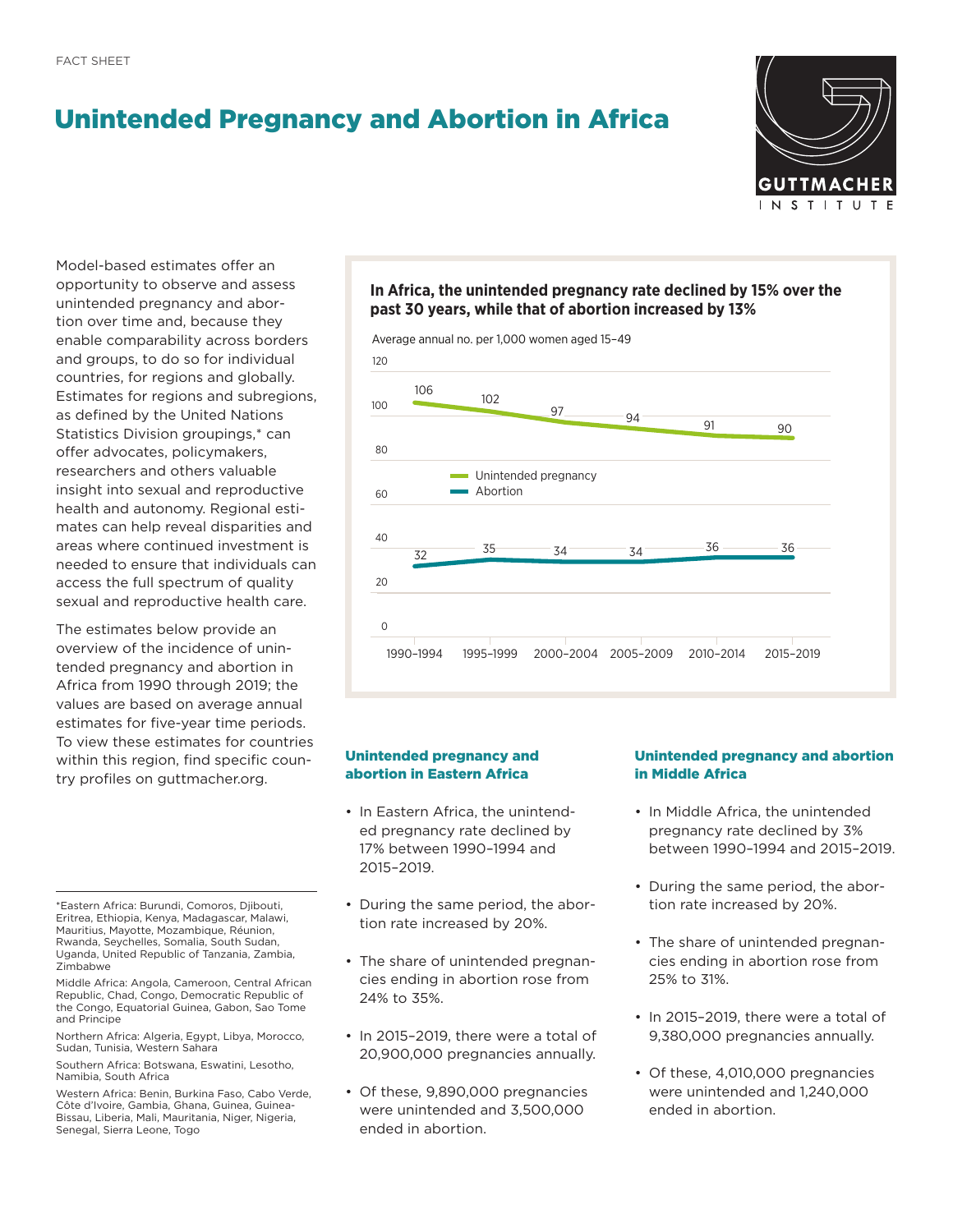FACT SHEET

# Unintended Pregnancy and Abortion in Africa

Model-based estimates offer an opportunity to observe and assess unintended pregnancy and abortion over time and, because they enable comparability across borders and groups, to do so for individual countries, for regions and globally. Estimates for regions and subregions, as defined by the United Nations Statistics Division groupings,* can offer advocates, policymakers, researchers and others valuable insight into sexual and reproductive health and autonomy. Regional estimates can help reveal disparities and areas where continued investment is needed to ensure that individuals can access the full spectrum of quality sexual and reproductive health care.

The estimates below provide an overview of the incidence of unintended pregnancy and abortion in Africa from 1990 through 2019; the values are based on average annual estimates for five-year time periods. To view these estimates for countries within this region, find specific country profiles on guttmacher.org.

**In Africa, the unintended pregnancy rate declined by 15% over the past 30 years, while that of abortion increased by 13%**

Average annual no. per 1,000 women aged 15–49

| | 1990–1994 | 1995–1999 | 2000–2004 | 2005–2009 | 2010–2014 | 2015–2019 |
|---|---|---|---|---|---|---|
| Unintended pregnancy | 106 | 102 | 97 | 94 | 91 | 90 |
| Abortion | 32 | 35 | 34 | 34 | 36 | 36 |

### Unintended pregnancy and abortion in Eastern Africa

- In Eastern Africa, the unintended pregnancy rate declined by 17% between 1990–1994 and 2015–2019.
- During the same period, the abortion rate increased by 20%.
- The share of unintended pregnancies ending in abortion rose from 24% to 35%.
- In 2015–2019, there were a total of 20,900,000 pregnancies annually.
- Of these, 9,890,000 pregnancies were unintended and 3,500,000 ended in abortion.

### Unintended pregnancy and abortion in Middle Africa

- In Middle Africa, the unintended pregnancy rate declined by 3% between 1990–1994 and 2015–2019.
- During the same period, the abortion rate increased by 20%.
- The share of unintended pregnancies ending in abortion rose from 25% to 31%.
- In 2015–2019, there were a total of 9,380,000 pregnancies annually.
- Of these, 4,010,000 pregnancies were unintended and 1,240,000 ended in abortion.

---

*Eastern Africa: Burundi, Comoros, Djibouti, Eritrea, Ethiopia, Kenya, Madagascar, Malawi, Mauritius, Mayotte, Mozambique, Réunion, Rwanda, Seychelles, Somalia, South Sudan, Uganda, United Republic of Tanzania, Zambia, Zimbabwe

Middle Africa: Angola, Cameroon, Central African Republic, Chad, Congo, Democratic Republic of the Congo, Equatorial Guinea, Gabon, Sao Tome and Principe

Northern Africa: Algeria, Egypt, Libya, Morocco, Sudan, Tunisia, Western Sahara

Southern Africa: Botswana, Eswatini, Lesotho, Namibia, South Africa

Western Africa: Benin, Burkina Faso, Cabo Verde, Côte d'Ivoire, Gambia, Ghana, Guinea, Guinea-Bissau, Liberia, Mali, Mauritania, Niger, Nigeria, Senegal, Sierra Leone, Togo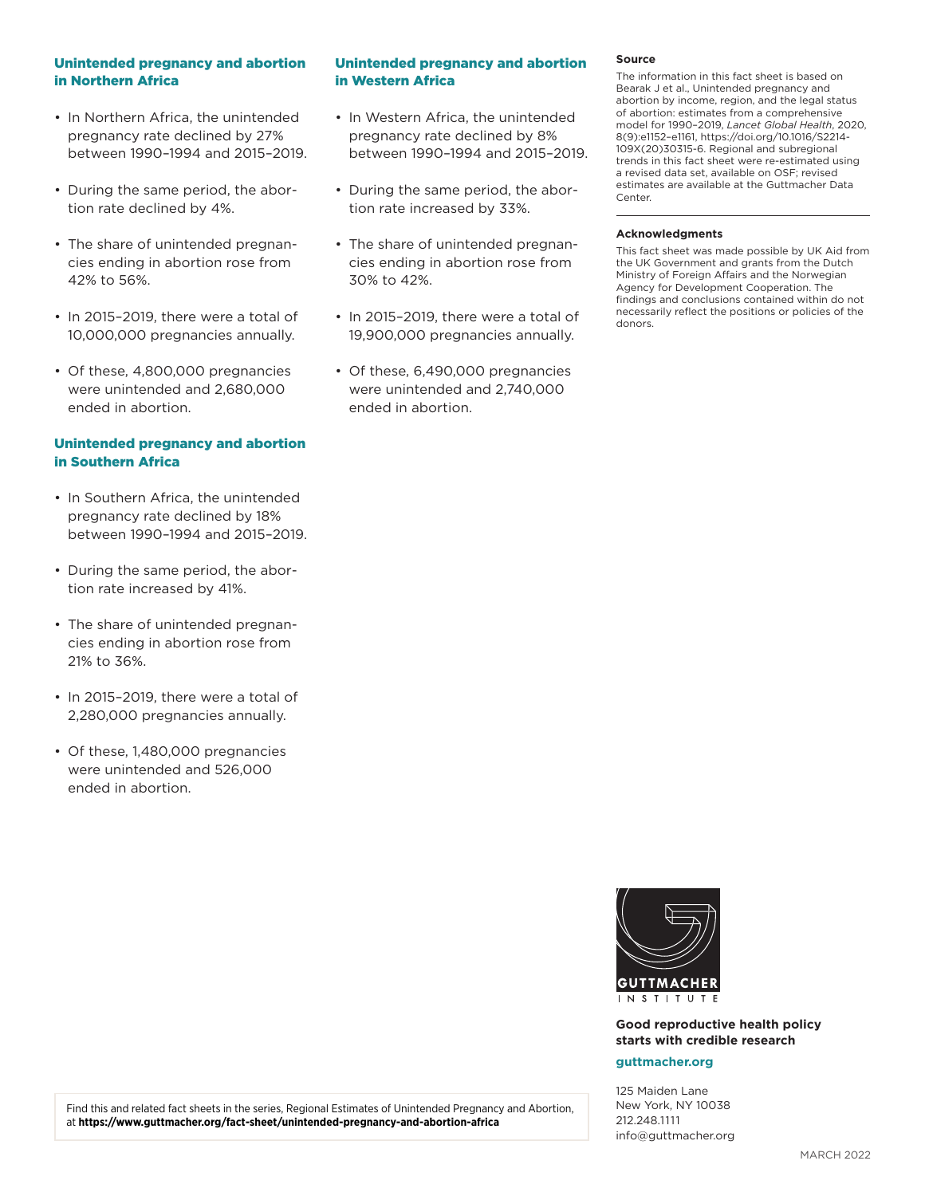## Unintended pregnancy and abortion in Northern Africa

- In Northern Africa, the unintended pregnancy rate declined by 27% between 1990–1994 and 2015–2019.
- During the same period, the abortion rate declined by 4%.
- The share of unintended pregnancies ending in abortion rose from 42% to 56%.
- In 2015–2019, there were a total of 10,000,000 pregnancies annually.
- Of these, 4,800,000 pregnancies were unintended and 2,680,000 ended in abortion.

## Unintended pregnancy and abortion in Southern Africa

- In Southern Africa, the unintended pregnancy rate declined by 18% between 1990–1994 and 2015–2019.
- During the same period, the abortion rate increased by 41%.
- The share of unintended pregnancies ending in abortion rose from 21% to 36%.
- In 2015–2019, there were a total of 2,280,000 pregnancies annually.
- Of these, 1,480,000 pregnancies were unintended and 526,000 ended in abortion.

## Unintended pregnancy and abortion in Western Africa

- In Western Africa, the unintended pregnancy rate declined by 8% between 1990–1994 and 2015–2019.
- During the same period, the abortion rate increased by 33%.
- The share of unintended pregnancies ending in abortion rose from 30% to 42%.
- In 2015–2019, there were a total of 19,900,000 pregnancies annually.
- Of these, 6,490,000 pregnancies were unintended and 2,740,000 ended in abortion.

Find this and related fact sheets in the series, Regional Estimates of Unintended Pregnancy and Abortion, at **https://www.guttmacher.org/fact-sheet/unintended-pregnancy-and-abortion-africa**

**Source**

The information in this fact sheet is based on Bearak J et al., Unintended pregnancy and abortion by income, region, and the legal status of abortion: estimates from a comprehensive model for 1990–2019, *Lancet Global Health*, 2020, 8(9):e1152–e1161, https://doi.org/10.1016/S2214-109X(20)30315-6. Regional and subregional trends in this fact sheet were re-estimated using a revised data set, available on OSF; revised estimates are available at the Guttmacher Data Center.

---

**Acknowledgments**

This fact sheet was made possible by UK Aid from the UK Government and grants from the Dutch Ministry of Foreign Affairs and the Norwegian Agency for Development Cooperation. The findings and conclusions contained within do not necessarily reflect the positions or policies of the donors.

GUTTMACHER INSTITUTE

**Good reproductive health policy starts with credible research**

**guttmacher.org**

125 Maiden Lane
New York, NY 10038
212.248.1111
info@guttmacher.org

MARCH 2022